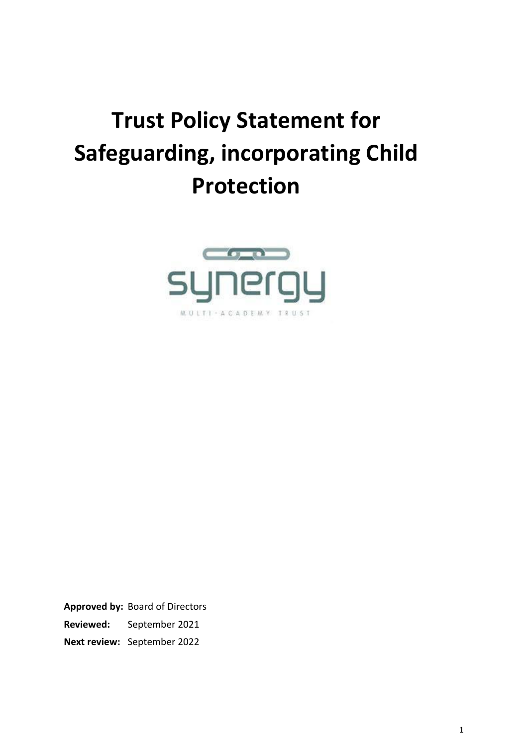# Trust Policy Statement for Safeguarding, incorporating Child Protection

synergy

MULTI-ACADEMY TRUST

**Approved by:** Board of Directors

**Reviewed:** September 2021

**Next review:** September 2022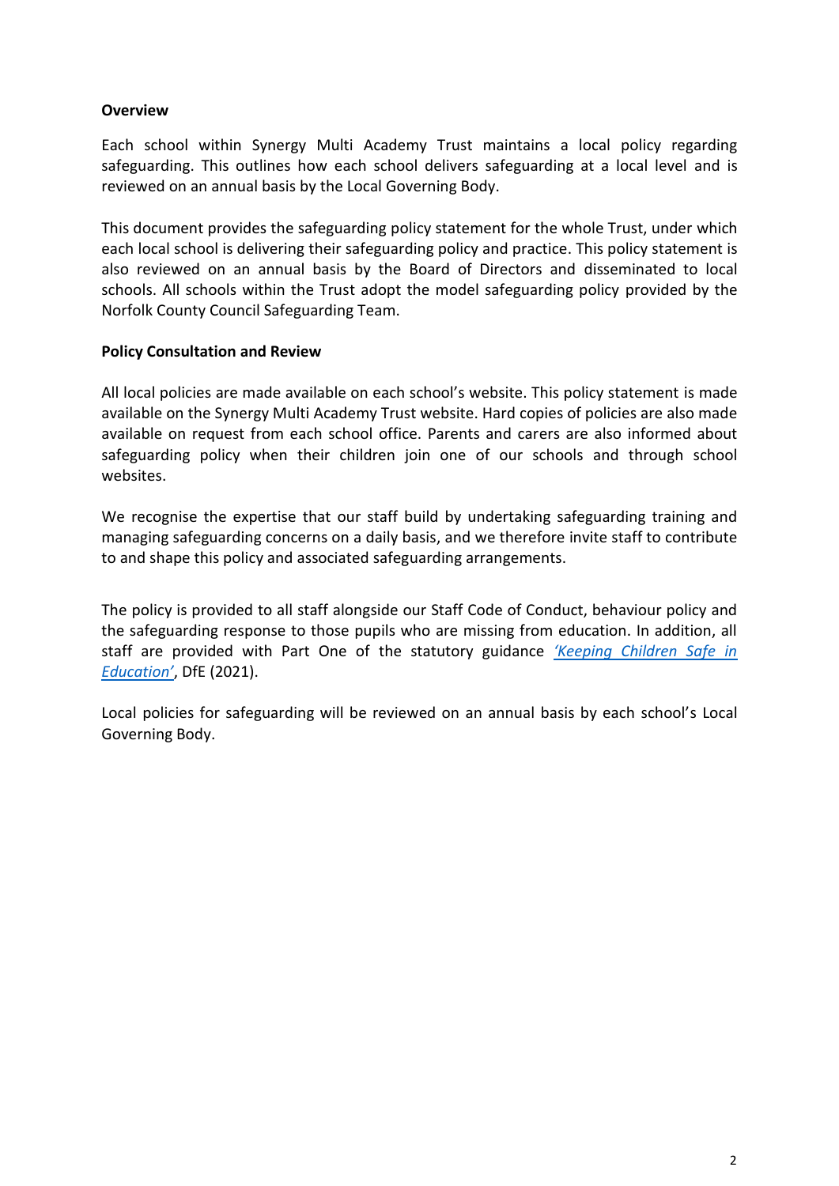**Overview**

Each school within Synergy Multi Academy Trust maintains a local policy regarding safeguarding. This outlines how each school delivers safeguarding at a local level and is reviewed on an annual basis by the Local Governing Body.

This document provides the safeguarding policy statement for the whole Trust, under which each local school is delivering their safeguarding policy and practice. This policy statement is also reviewed on an annual basis by the Board of Directors and disseminated to local schools. All schools within the Trust adopt the model safeguarding policy provided by the Norfolk County Council Safeguarding Team.

**Policy Consultation and Review**

All local policies are made available on each school's website. This policy statement is made available on the Synergy Multi Academy Trust website. Hard copies of policies are also made available on request from each school office. Parents and carers are also informed about safeguarding policy when their children join one of our schools and through school websites.

We recognise the expertise that our staff build by undertaking safeguarding training and managing safeguarding concerns on a daily basis, and we therefore invite staff to contribute to and shape this policy and associated safeguarding arrangements.

The policy is provided to all staff alongside our Staff Code of Conduct, behaviour policy and the safeguarding response to those pupils who are missing from education. In addition, all staff are provided with Part One of the statutory guidance *'Keeping Children Safe in Education'*, DfE (2021).

Local policies for safeguarding will be reviewed on an annual basis by each school's Local Governing Body.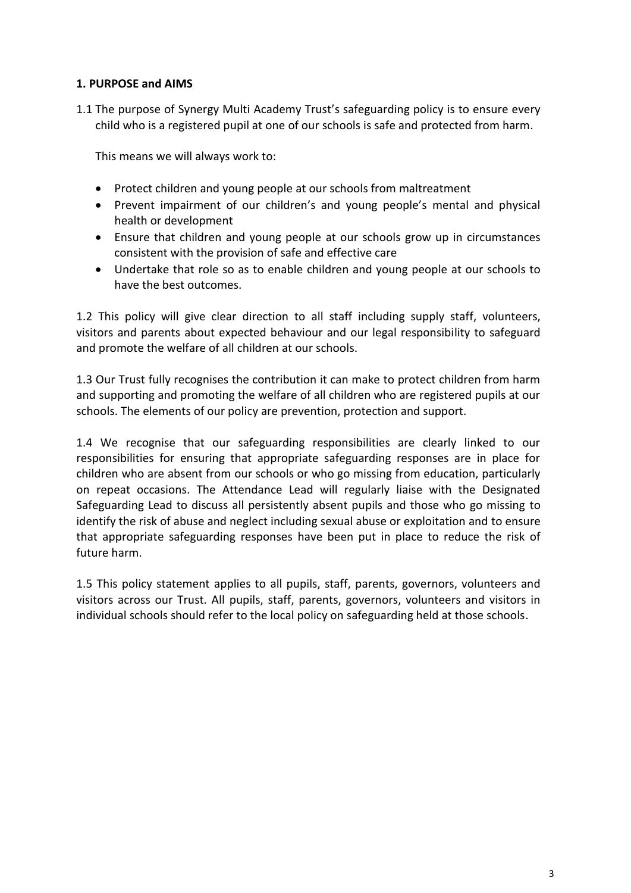**1. PURPOSE and AIMS**

1.1 The purpose of Synergy Multi Academy Trust's safeguarding policy is to ensure every child who is a registered pupil at one of our schools is safe and protected from harm.

This means we will always work to:

- Protect children and young people at our schools from maltreatment
- Prevent impairment of our children's and young people's mental and physical health or development
- Ensure that children and young people at our schools grow up in circumstances consistent with the provision of safe and effective care
- Undertake that role so as to enable children and young people at our schools to have the best outcomes.

1.2 This policy will give clear direction to all staff including supply staff, volunteers, visitors and parents about expected behaviour and our legal responsibility to safeguard and promote the welfare of all children at our schools.

1.3 Our Trust fully recognises the contribution it can make to protect children from harm and supporting and promoting the welfare of all children who are registered pupils at our schools. The elements of our policy are prevention, protection and support.

1.4 We recognise that our safeguarding responsibilities are clearly linked to our responsibilities for ensuring that appropriate safeguarding responses are in place for children who are absent from our schools or who go missing from education, particularly on repeat occasions. The Attendance Lead will regularly liaise with the Designated Safeguarding Lead to discuss all persistently absent pupils and those who go missing to identify the risk of abuse and neglect including sexual abuse or exploitation and to ensure that appropriate safeguarding responses have been put in place to reduce the risk of future harm.

1.5 This policy statement applies to all pupils, staff, parents, governors, volunteers and visitors across our Trust. All pupils, staff, parents, governors, volunteers and visitors in individual schools should refer to the local policy on safeguarding held at those schools.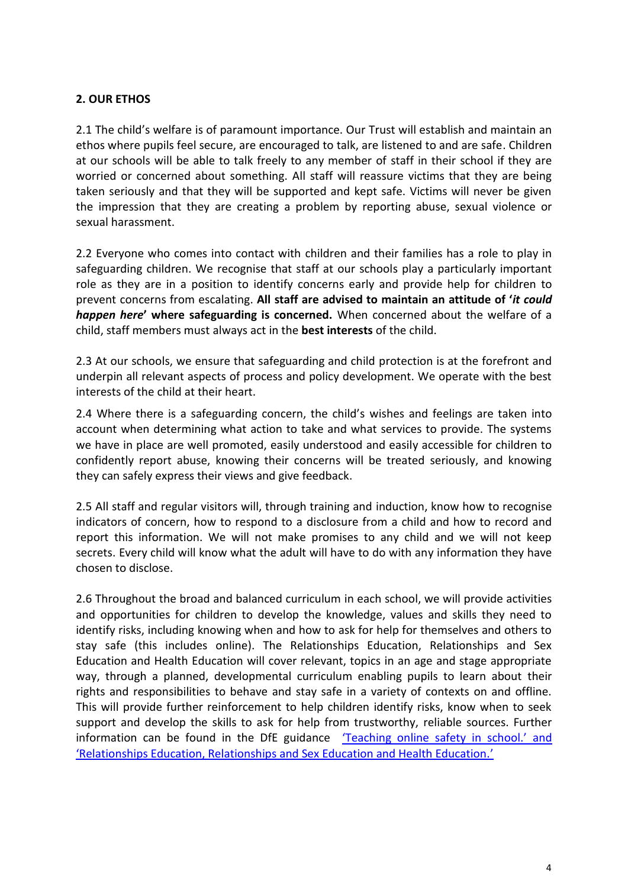**2. OUR ETHOS**

2.1 The child's welfare is of paramount importance. Our Trust will establish and maintain an ethos where pupils feel secure, are encouraged to talk, are listened to and are safe. Children at our schools will be able to talk freely to any member of staff in their school if they are worried or concerned about something. All staff will reassure victims that they are being taken seriously and that they will be supported and kept safe. Victims will never be given the impression that they are creating a problem by reporting abuse, sexual violence or sexual harassment.

2.2 Everyone who comes into contact with children and their families has a role to play in safeguarding children. We recognise that staff at our schools play a particularly important role as they are in a position to identify concerns early and provide help for children to prevent concerns from escalating. **All staff are advised to maintain an attitude of '*it could happen here*' where safeguarding is concerned.** When concerned about the welfare of a child, staff members must always act in the **best interests** of the child.

2.3 At our schools, we ensure that safeguarding and child protection is at the forefront and underpin all relevant aspects of process and policy development. We operate with the best interests of the child at their heart.

2.4 Where there is a safeguarding concern, the child's wishes and feelings are taken into account when determining what action to take and what services to provide. The systems we have in place are well promoted, easily understood and easily accessible for children to confidently report abuse, knowing their concerns will be treated seriously, and knowing they can safely express their views and give feedback.

2.5 All staff and regular visitors will, through training and induction, know how to recognise indicators of concern, how to respond to a disclosure from a child and how to record and report this information. We will not make promises to any child and we will not keep secrets. Every child will know what the adult will have to do with any information they have chosen to disclose.

2.6 Throughout the broad and balanced curriculum in each school, we will provide activities and opportunities for children to develop the knowledge, values and skills they need to identify risks, including knowing when and how to ask for help for themselves and others to stay safe (this includes online). The Relationships Education, Relationships and Sex Education and Health Education will cover relevant, topics in an age and stage appropriate way, through a planned, developmental curriculum enabling pupils to learn about their rights and responsibilities to behave and stay safe in a variety of contexts on and offline. This will provide further reinforcement to help children identify risks, know when to seek support and develop the skills to ask for help from trustworthy, reliable sources. Further information can be found in the DfE guidance 'Teaching online safety in school.' and 'Relationships Education, Relationships and Sex Education and Health Education.'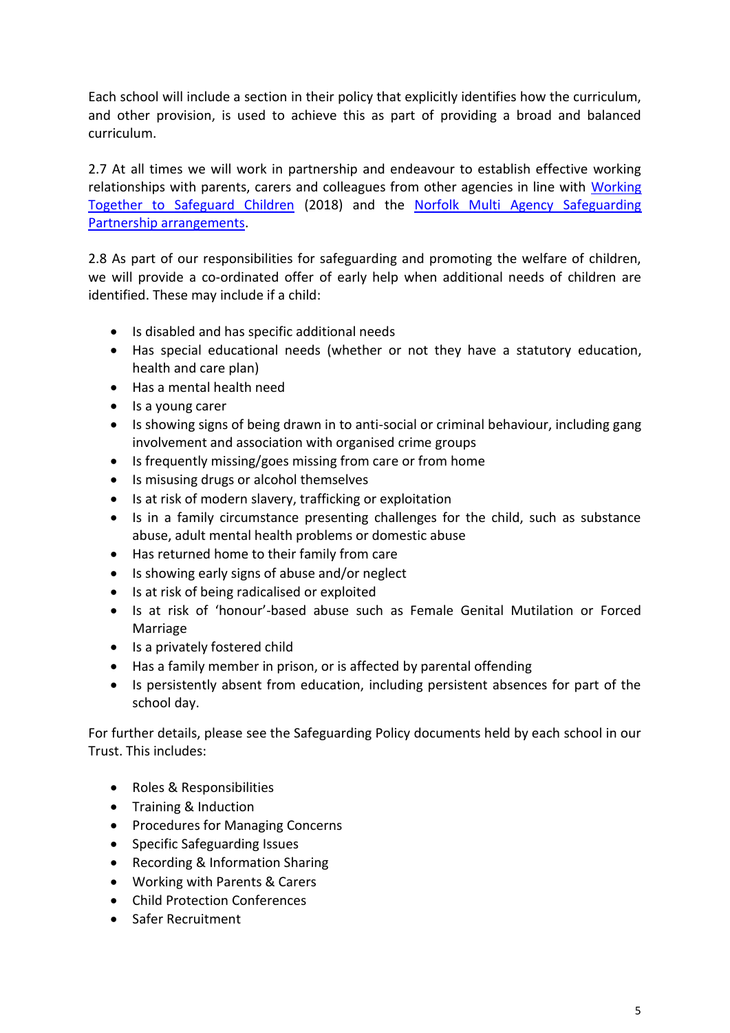Each school will include a section in their policy that explicitly identifies how the curriculum, and other provision, is used to achieve this as part of providing a broad and balanced curriculum.

2.7 At all times we will work in partnership and endeavour to establish effective working relationships with parents, carers and colleagues from other agencies in line with Working Together to Safeguard Children (2018) and the Norfolk Multi Agency Safeguarding Partnership arrangements.

2.8 As part of our responsibilities for safeguarding and promoting the welfare of children, we will provide a co-ordinated offer of early help when additional needs of children are identified. These may include if a child:

- Is disabled and has specific additional needs
- Has special educational needs (whether or not they have a statutory education, health and care plan)
- Has a mental health need
- Is a young carer
- Is showing signs of being drawn in to anti-social or criminal behaviour, including gang involvement and association with organised crime groups
- Is frequently missing/goes missing from care or from home
- Is misusing drugs or alcohol themselves
- Is at risk of modern slavery, trafficking or exploitation
- Is in a family circumstance presenting challenges for the child, such as substance abuse, adult mental health problems or domestic abuse
- Has returned home to their family from care
- Is showing early signs of abuse and/or neglect
- Is at risk of being radicalised or exploited
- Is at risk of 'honour'-based abuse such as Female Genital Mutilation or Forced Marriage
- Is a privately fostered child
- Has a family member in prison, or is affected by parental offending
- Is persistently absent from education, including persistent absences for part of the school day.

For further details, please see the Safeguarding Policy documents held by each school in our Trust. This includes:

- Roles & Responsibilities
- Training & Induction
- Procedures for Managing Concerns
- Specific Safeguarding Issues
- Recording & Information Sharing
- Working with Parents & Carers
- Child Protection Conferences
- Safer Recruitment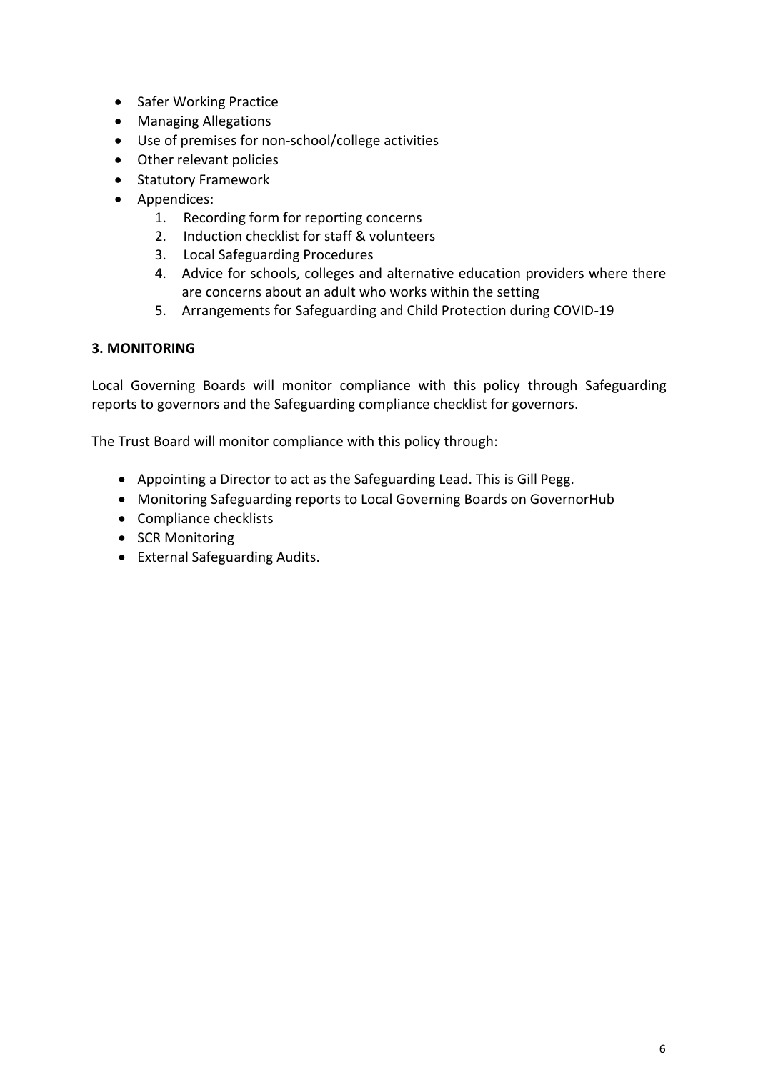- Safer Working Practice
- Managing Allegations
- Use of premises for non-school/college activities
- Other relevant policies
- Statutory Framework
- Appendices:
    1. Recording form for reporting concerns
    2. Induction checklist for staff & volunteers
    3. Local Safeguarding Procedures
    4. Advice for schools, colleges and alternative education providers where there are concerns about an adult who works within the setting
    5. Arrangements for Safeguarding and Child Protection during COVID-19

## 3. MONITORING

Local Governing Boards will monitor compliance with this policy through Safeguarding reports to governors and the Safeguarding compliance checklist for governors.

The Trust Board will monitor compliance with this policy through:

- Appointing a Director to act as the Safeguarding Lead. This is Gill Pegg.
- Monitoring Safeguarding reports to Local Governing Boards on GovernorHub
- Compliance checklists
- SCR Monitoring
- External Safeguarding Audits.